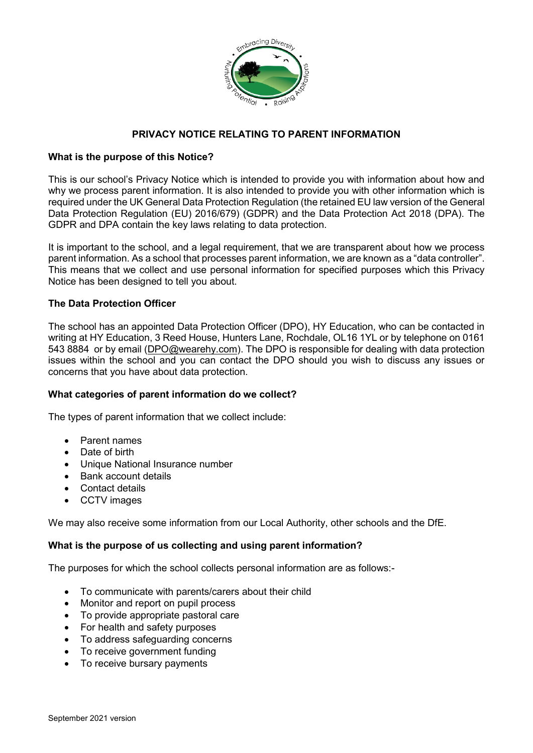# PRIVACY NOTICE RELATING TO PARENT INFORMATION

## What is the purpose of this Notice?

This is our school's Privacy Notice which is intended to provide you with information about how and why we process parent information. It is also intended to provide you with other information which is required under the UK General Data Protection Regulation (the retained EU law version of the General Data Protection Regulation (EU) 2016/679) (GDPR) and the Data Protection Act 2018 (DPA). The GDPR and DPA contain the key laws relating to data protection.

It is important to the school, and a legal requirement, that we are transparent about how we process parent information. As a school that processes parent information, we are known as a "data controller". This means that we collect and use personal information for specified purposes which this Privacy Notice has been designed to tell you about.

## The Data Protection Officer

The school has an appointed Data Protection Officer (DPO), HY Education, who can be contacted in writing at HY Education, 3 Reed House, Hunters Lane, Rochdale, OL16 1YL or by telephone on 0161 543 8884 or by email (DPO@wearehy.com). The DPO is responsible for dealing with data protection issues within the school and you can contact the DPO should you wish to discuss any issues or concerns that you have about data protection.

## What categories of parent information do we collect?

The types of parent information that we collect include:

- Parent names
- Date of birth
- Unique National Insurance number
- Bank account details
- Contact details
- CCTV images

We may also receive some information from our Local Authority, other schools and the DfE.

## What is the purpose of us collecting and using parent information?

The purposes for which the school collects personal information are as follows:-

- To communicate with parents/carers about their child
- Monitor and report on pupil process
- To provide appropriate pastoral care
- For health and safety purposes
- To address safeguarding concerns
- To receive government funding
- To receive bursary payments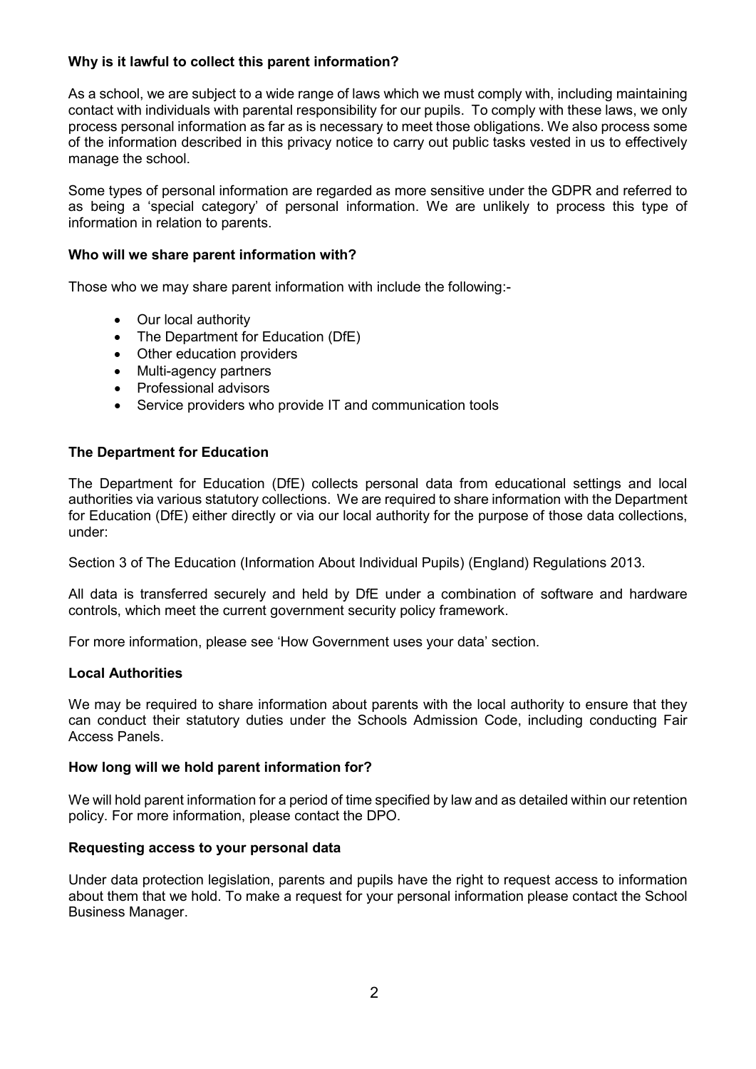**Why is it lawful to collect this parent information?**

As a school, we are subject to a wide range of laws which we must comply with, including maintaining contact with individuals with parental responsibility for our pupils. To comply with these laws, we only process personal information as far as is necessary to meet those obligations. We also process some of the information described in this privacy notice to carry out public tasks vested in us to effectively manage the school.

Some types of personal information are regarded as more sensitive under the GDPR and referred to as being a 'special category' of personal information. We are unlikely to process this type of information in relation to parents.

**Who will we share parent information with?**

Those who we may share parent information with include the following:-

- Our local authority
- The Department for Education (DfE)
- Other education providers
- Multi-agency partners
- Professional advisors
- Service providers who provide IT and communication tools

**The Department for Education**

The Department for Education (DfE) collects personal data from educational settings and local authorities via various statutory collections. We are required to share information with the Department for Education (DfE) either directly or via our local authority for the purpose of those data collections, under:

Section 3 of The Education (Information About Individual Pupils) (England) Regulations 2013.

All data is transferred securely and held by DfE under a combination of software and hardware controls, which meet the current government security policy framework.

For more information, please see 'How Government uses your data' section.

**Local Authorities**

We may be required to share information about parents with the local authority to ensure that they can conduct their statutory duties under the Schools Admission Code, including conducting Fair Access Panels.

**How long will we hold parent information for?**

We will hold parent information for a period of time specified by law and as detailed within our retention policy. For more information, please contact the DPO.

**Requesting access to your personal data**

Under data protection legislation, parents and pupils have the right to request access to information about them that we hold. To make a request for your personal information please contact the School Business Manager.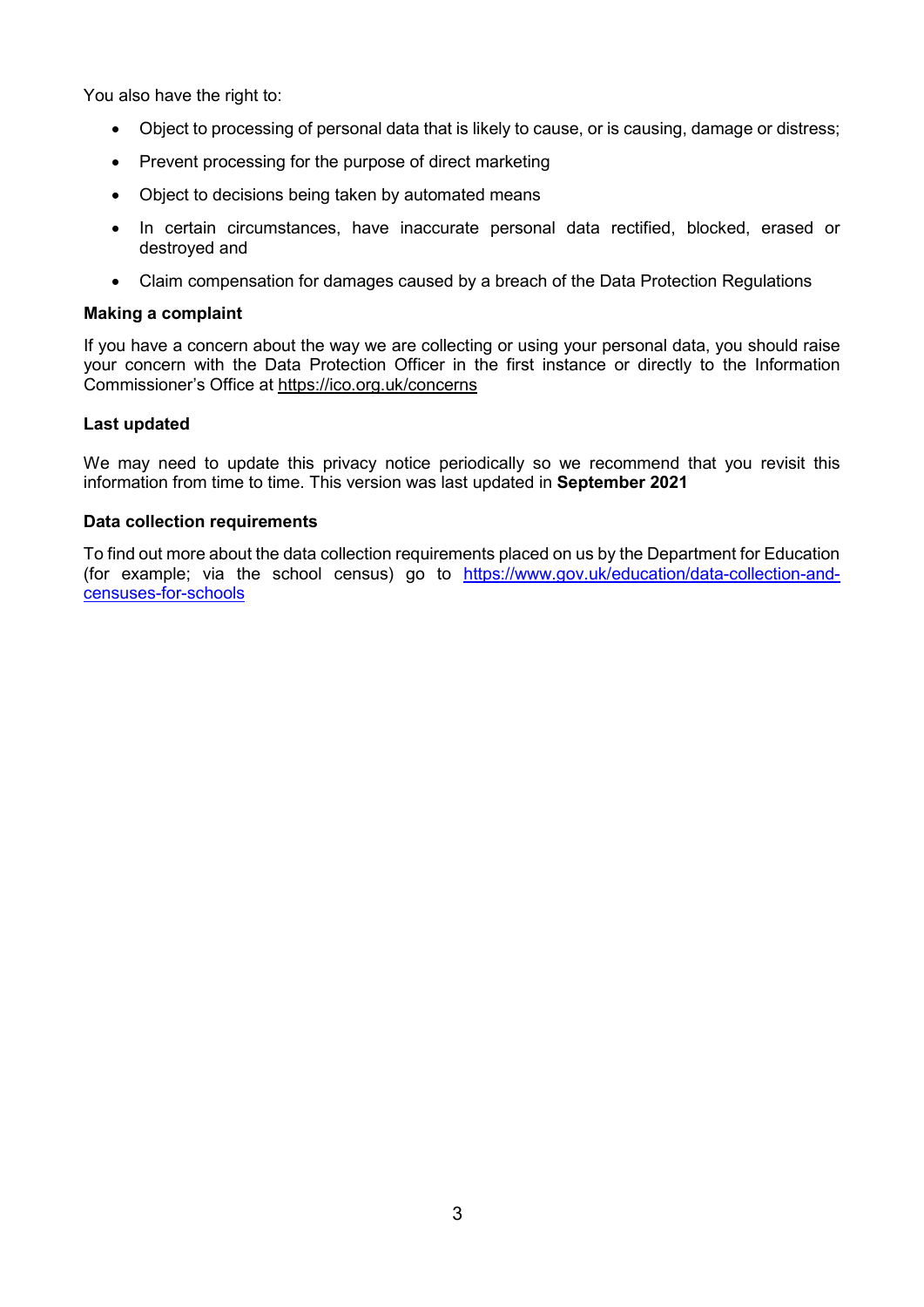You also have the right to:

- Object to processing of personal data that is likely to cause, or is causing, damage or distress;
- Prevent processing for the purpose of direct marketing
- Object to decisions being taken by automated means
- In certain circumstances, have inaccurate personal data rectified, blocked, erased or destroyed and
- Claim compensation for damages caused by a breach of the Data Protection Regulations

**Making a complaint**

If you have a concern about the way we are collecting or using your personal data, you should raise your concern with the Data Protection Officer in the first instance or directly to the Information Commissioner's Office at https://ico.org.uk/concerns

**Last updated**

We may need to update this privacy notice periodically so we recommend that you revisit this information from time to time. This version was last updated in **September 2021**

**Data collection requirements**

To find out more about the data collection requirements placed on us by the Department for Education (for example; via the school census) go to https://www.gov.uk/education/data-collection-and-censuses-for-schools